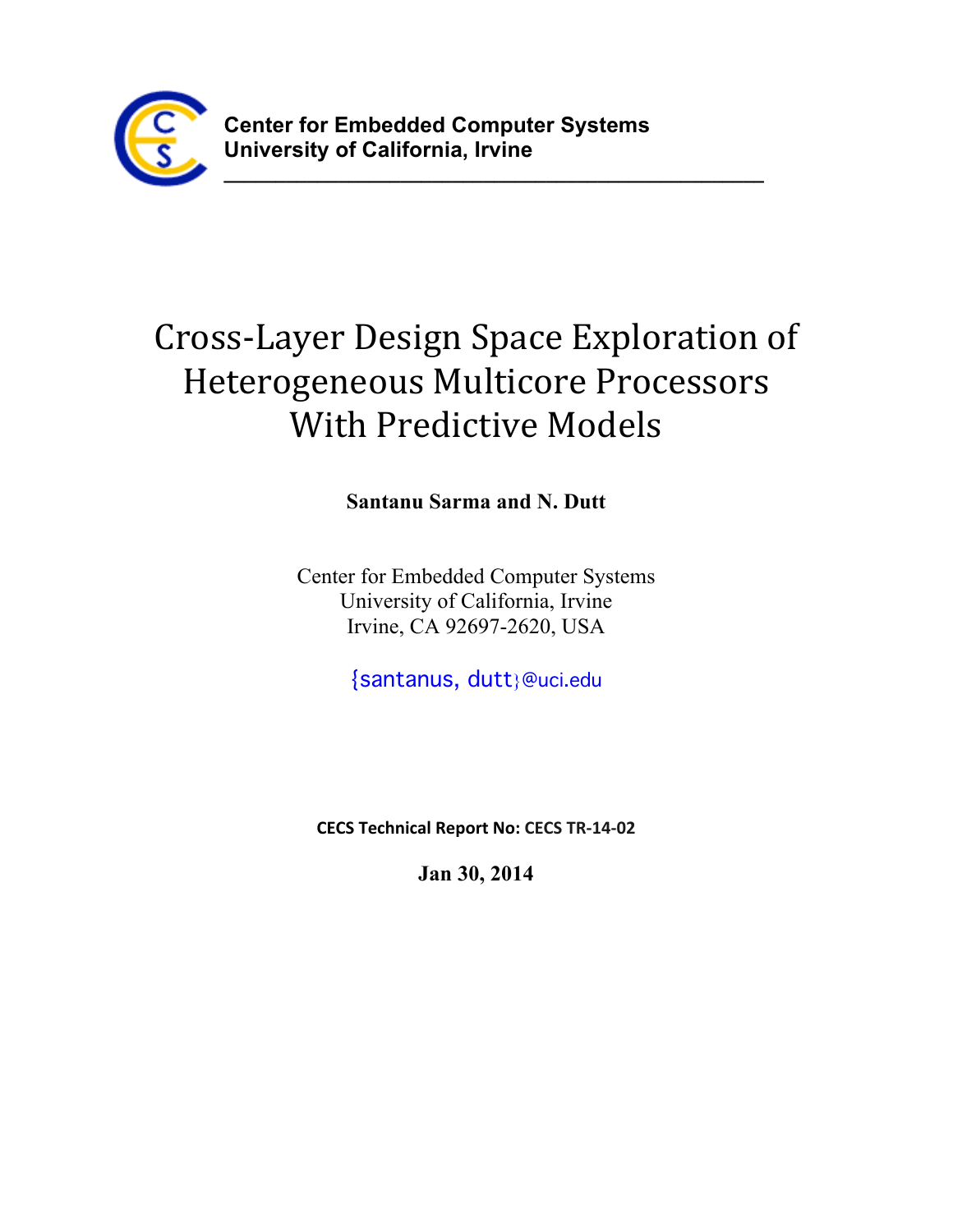**Center for Embedded Computer Systems**
**University of California, Irvine**

---

# Cross-Layer Design Space Exploration of Heterogeneous Multicore Processors With Predictive Models

**Santanu Sarma and N. Dutt**

Center for Embedded Computer Systems
University of California, Irvine
Irvine, CA 92697-2620, USA

{santanus, dutt}@uci.edu

**CECS Technical Report No: CECS TR-14-02**

**Jan 30, 2014**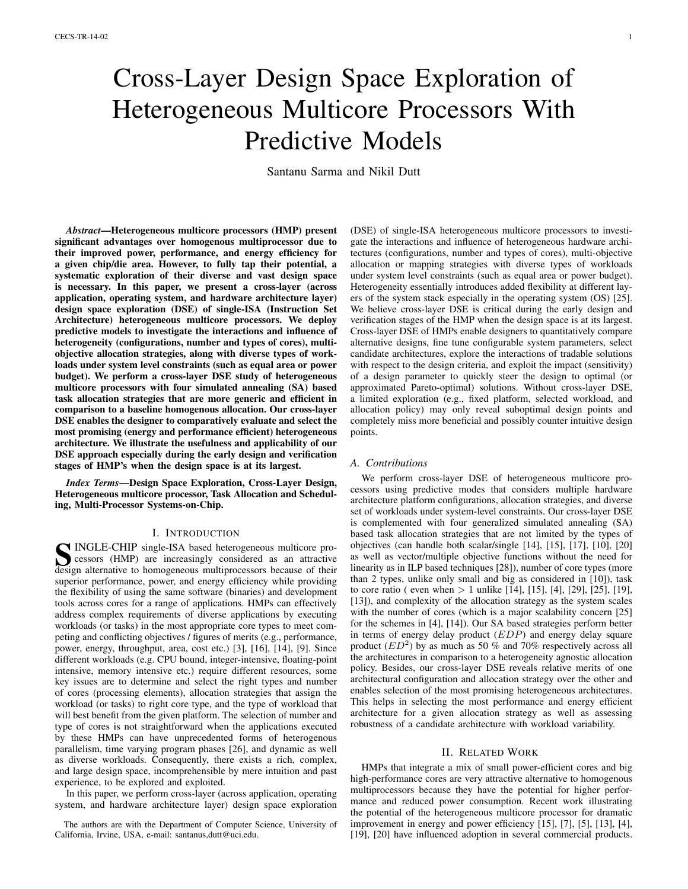# Cross-Layer Design Space Exploration of Heterogeneous Multicore Processors With Predictive Models

Santanu Sarma and Nikil Dutt

***Abstract*—Heterogeneous multicore processors (HMP) present significant advantages over homogenous multiprocessor due to their improved power, performance, and energy efficiency for a given chip/die area. However, to fully tap their potential, a systematic exploration of their diverse and vast design space is necessary. In this paper, we present a cross-layer (across application, operating system, and hardware architecture layer) design space exploration (DSE) of single-ISA (Instruction Set Architecture) heterogeneous multicore processors. We deploy predictive models to investigate the interactions and influence of heterogeneity (configurations, number and types of cores), multi-objective allocation strategies, along with diverse types of workloads under system level constraints (such as equal area or power budget). We perform a cross-layer DSE study of heterogeneous multicore processors with four simulated annealing (SA) based task allocation strategies that are more generic and efficient in comparison to a baseline homogenous allocation. Our cross-layer DSE enables the designer to comparatively evaluate and select the most promising (energy and performance efficient) heterogeneous architecture. We illustrate the usefulness and applicability of our DSE approach especially during the early design and verification stages of HMP's when the design space is at its largest.**

***Index Terms*—Design Space Exploration, Cross-Layer Design, Heterogeneous multicore processor, Task Allocation and Scheduling, Multi-Processor Systems-on-Chip.**

## I. Introduction

Single-chip single-ISA based heterogeneous multicore processors (HMP) are increasingly considered as an attractive design alternative to homogeneous multiprocessors because of their superior performance, power, and energy efficiency while providing the flexibility of using the same software (binaries) and development tools across cores for a range of applications. HMPs can effectively address complex requirements of diverse applications by executing workloads (or tasks) in the most appropriate core types to meet competing and conflicting objectives / figures of merits (e.g., performance, power, energy, throughput, area, cost etc.) [3], [16], [14], [9]. Since different workloads (e.g. CPU bound, integer-intensive, floating-point intensive, memory intensive etc.) require different resources, some key issues are to determine and select the right types and number of cores (processing elements), allocation strategies that assign the workload (or tasks) to right core type, and the type of workload that will best benefit from the given platform. The selection of number and type of cores is not straightforward when the applications executed by these HMPs can have unprecedented forms of heterogenous parallelism, time varying program phases [26], and dynamic as well as diverse workloads. Consequently, there exists a rich, complex, and large design space, incomprehensible by mere intuition and past experience, to be explored and exploited.

In this paper, we perform cross-layer (across application, operating system, and hardware architecture layer) design space exploration (DSE) of single-ISA heterogeneous multicore processors to investigate the interactions and influence of heterogeneous hardware architectures (configurations, number and types of cores), multi-objective allocation or mapping strategies with diverse types of workloads under system level constraints (such as equal area or power budget). Heterogeneity essentially introduces added flexibility at different layers of the system stack especially in the operating system (OS) [25]. We believe cross-layer DSE is critical during the early design and verification stages of the HMP when the design space is at its largest. Cross-layer DSE of HMPs enable designers to quantitatively compare alternative designs, fine tune configurable system parameters, select candidate architectures, explore the interactions of tradable solutions with respect to the design criteria, and exploit the impact (sensitivity) of a design parameter to quickly steer the design to optimal (or approximated Pareto-optimal) solutions. Without cross-layer DSE, a limited exploration (e.g., fixed platform, selected workload, and allocation policy) may only reveal suboptimal design points and completely miss more beneficial and possibly counter intuitive design points.

The authors are with the Department of Computer Science, University of California, Irvine, USA, e-mail: santanus,dutt@uci.edu.

### A. Contributions

We perform cross-layer DSE of heterogeneous multicore processors using predictive modes that considers multiple hardware architecture platform configurations, allocation strategies, and diverse set of workloads under system-level constraints. Our cross-layer DSE is complemented with four generalized simulated annealing (SA) based task allocation strategies that are not limited by the types of objectives (can handle both scalar/single [14], [15], [17], [10], [20] as well as vector/multiple objective functions without the need for linearity as in ILP based techniques [28]), number of core types (more than 2 types, unlike only small and big as considered in [10]), task to core ratio ( even when $> 1$ unlike [14], [15], [4], [29], [25], [19], [13]), and complexity of the allocation strategy as the system scales with the number of cores (which is a major scalability concern [25] for the schemes in [4], [14]). Our SA based strategies perform better in terms of energy delay product ($EDP$) and energy delay square product ($ED^2$) by as much as 50 % and 70% respectively across all the architectures in comparison to a heterogeneity agnostic allocation policy. Besides, our cross-layer DSE reveals relative merits of one architectural configuration and allocation strategy over the other and enables selection of the most promising heterogeneous architectures. This helps in selecting the most performance and energy efficient architecture for a given allocation strategy as well as assessing robustness of a candidate architecture with workload variability.

## II. Related Work

HMPs that integrate a mix of small power-efficient cores and big high-performance cores are very attractive alternative to homogenous multiprocessors because they have the potential for higher performance and reduced power consumption. Recent work illustrating the potential of the heterogeneous multicore processor for dramatic improvement in energy and power efficiency [15], [7], [5], [13], [4], [19], [20] have influenced adoption in several commercial products.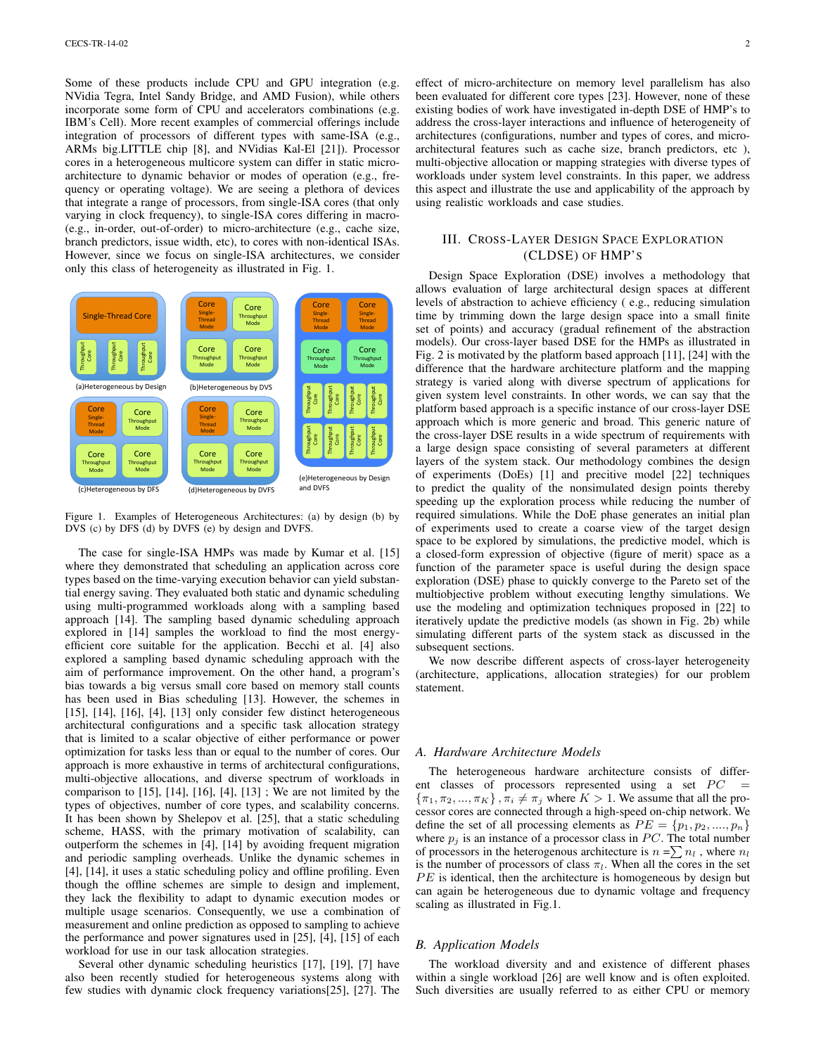Some of these products include CPU and GPU integration (e.g. NVidia Tegra, Intel Sandy Bridge, and AMD Fusion), while others incorporate some form of CPU and accelerators combinations (e.g. IBM's Cell). More recent examples of commercial offerings include integration of processors of different types with same-ISA (e.g., ARMs big.LITTLE chip [8], and NVidias Kal-El [21]). Processor cores in a heterogeneous multicore system can differ in static micro-architecture to dynamic behavior or modes of operation (e.g., frequency or operating voltage). We are seeing a plethora of devices that integrate a range of processors, from single-ISA cores (that only varying in clock frequency), to single-ISA cores differing in macro- (e.g., in-order, out-of-order) to micro-architecture (e.g., cache size, branch predictors, issue width, etc), to cores with non-identical ISAs. However, since we focus on single-ISA architectures, we consider only this class of heterogeneity as illustrated in Fig. 1.

Figure 1. Examples of Heterogeneous Architectures: (a) by design (b) by DVS (c) by DFS (d) by DVFS (e) by design and DVFS.

The case for single-ISA HMPs was made by Kumar et al. [15] where they demonstrated that scheduling an application across core types based on the time-varying execution behavior can yield substantial energy saving. They evaluated both static and dynamic scheduling using multi-programmed workloads along with a sampling based approach [14]. The sampling based dynamic scheduling approach explored in [14] samples the workload to find the most energy-efficient core suitable for the application. Becchi et al. [4] also explored a sampling based dynamic scheduling approach with the aim of performance improvement. On the other hand, a program's bias towards a big versus small core based on memory stall counts has been used in Bias scheduling [13]. However, the schemes in [15], [14], [16], [4], [13] only consider few distinct heterogeneous architectural configurations and a specific task allocation strategy that is limited to a scalar objective of either performance or power optimization for tasks less than or equal to the number of cores. Our approach is more exhaustive in terms of architectural configurations, multi-objective allocations, and diverse spectrum of workloads in comparison to [15], [14], [16], [4], [13] ; We are not limited by the types of objectives, number of core types, and scalability concerns. It has been shown by Shelepov et al. [25], that a static scheduling scheme, HASS, with the primary motivation of scalability, can outperform the schemes in [4], [14] by avoiding frequent migration and periodic sampling overheads. Unlike the dynamic schemes in [4], [14], it uses a static scheduling policy and offline profiling. Even though the offline schemes are simple to design and implement, they lack the flexibility to adapt to dynamic execution modes or multiple usage scenarios. Consequently, we use a combination of measurement and online prediction as opposed to sampling to achieve the performance and power signatures used in [25], [4], [15] of each workload for use in our task allocation strategies.

Several other dynamic scheduling heuristics [17], [19], [7] have also been recently studied for heterogeneous systems along with few studies with dynamic clock frequency variations[25], [27]. The effect of micro-architecture on memory level parallelism has also been evaluated for different core types [23]. However, none of these existing bodies of work have investigated in-depth DSE of HMP's to address the cross-layer interactions and influence of heterogeneity of architectures (configurations, number and types of cores, and micro-architectural features such as cache size, branch predictors, etc ), multi-objective allocation or mapping strategies with diverse types of workloads under system level constraints. In this paper, we address this aspect and illustrate the use and applicability of the approach by using realistic workloads and case studies.

## III. Cross-Layer Design Space Exploration (CLDSE) of HMP's

Design Space Exploration (DSE) involves a methodology that allows evaluation of large architectural design spaces at different levels of abstraction to achieve efficiency ( e.g., reducing simulation time by trimming down the large design space into a small finite set of points) and accuracy (gradual refinement of the abstraction models). Our cross-layer based DSE for the HMPs as illustrated in Fig. 2 is motivated by the platform based approach [11], [24] with the difference that the hardware architecture platform and the mapping strategy is varied along with diverse spectrum of applications for given system level constraints. In other words, we can say that the platform based approach is a specific instance of our cross-layer DSE approach which is more generic and broad. This generic nature of the cross-layer DSE results in a wide spectrum of requirements with a large design space consisting of several parameters at different layers of the system stack. Our methodology combines the design of experiments (DoEs) [1] and precitive model [22] techniques to predict the quality of the nonsimulated design points thereby speeding up the exploration process while reducing the number of required simulations. While the DoE phase generates an initial plan of experiments used to create a coarse view of the target design space to be explored by simulations, the predictive model, which is a closed-form expression of objective (figure of merit) space as a function of the parameter space is useful during the design space exploration (DSE) phase to quickly converge to the Pareto set of the multiobjective problem without executing lengthy simulations. We use the modeling and optimization techniques proposed in [22] to iteratively update the predictive models (as shown in Fig. 2b) while simulating different parts of the system stack as discussed in the subsequent sections.

We now describe different aspects of cross-layer heterogeneity (architecture, applications, allocation strategies) for our problem statement.

### A. Hardware Architecture Models

The heterogeneous hardware architecture consists of different classes of processors represented using a set $PC = \{\pi_1, \pi_2, ..., \pi_K\}$ , $\pi_i \neq \pi_j$ where $K > 1$. We assume that all the processor cores are connected through a high-speed on-chip network. We define the set of all processing elements as $PE = \{p_1, p_2, ...., p_n\}$ where $p_j$ is an instance of a processor class in $PC$. The total number of processors in the heterogeneous architecture is $n = \sum n_l$ , where $n_l$ is the number of processors of class $\pi_l$. When all the cores in the set $PE$ is identical, then the architecture is homogeneous by design but can again be heterogeneous due to dynamic voltage and frequency scaling as illustrated in Fig.1.

### B. Application Models

The workload diversity and and existence of different phases within a single workload [26] are well know and is often exploited. Such diversities are usually referred to as either CPU or memory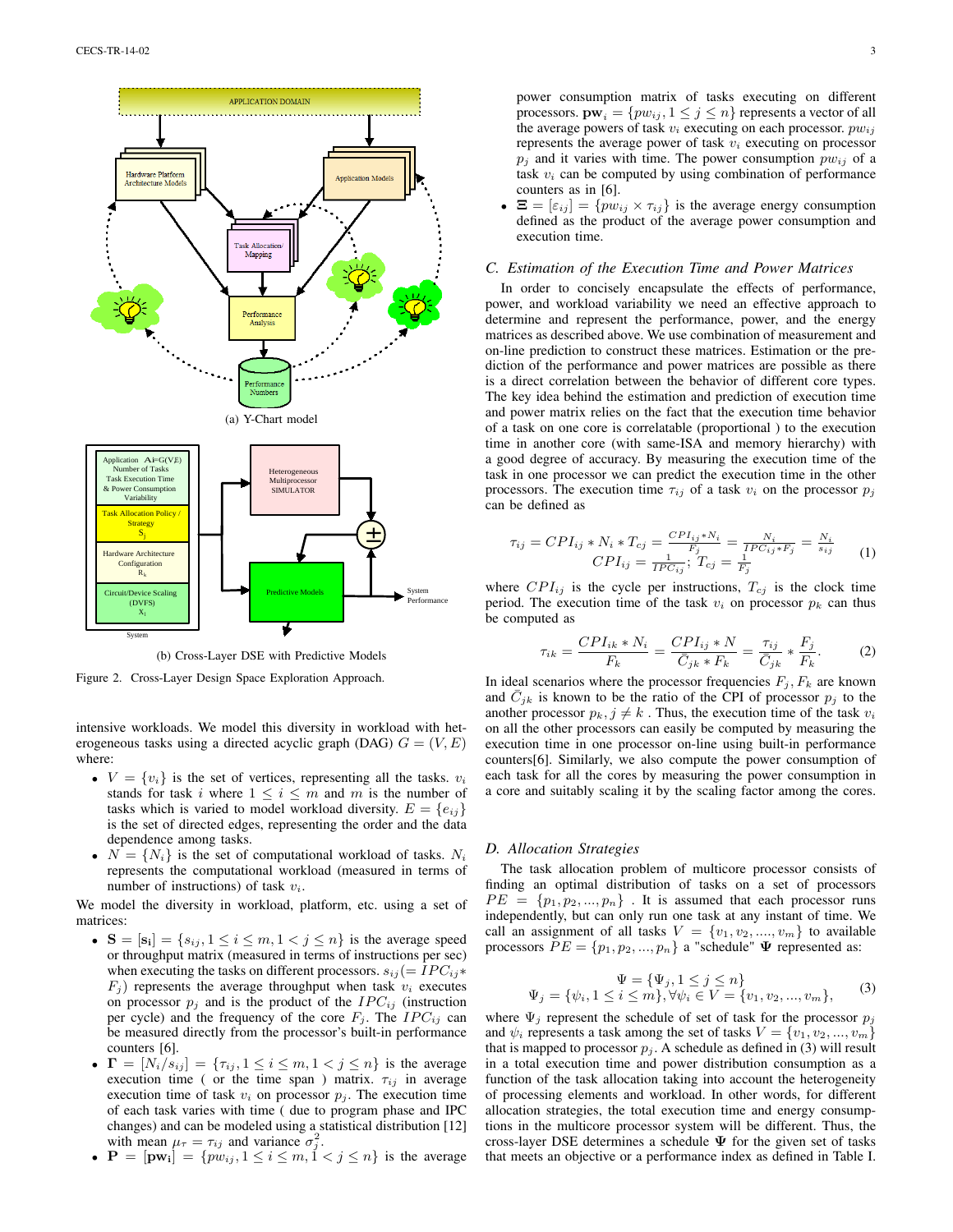(a) Y-Chart model

(b) Cross-Layer DSE with Predictive Models

Figure 2. Cross-Layer Design Space Exploration Approach.

intensive workloads. We model this diversity in workload with heterogeneous tasks using a directed acyclic graph (DAG) $G = (V, E)$ where:

- $V = \{v_i\}$ is the set of vertices, representing all the tasks. $v_i$ stands for task $i$ where $1 \leq i \leq m$ and $m$ is the number of tasks which is varied to model workload diversity. $E = \{e_{ij}\}$ is the set of directed edges, representing the order and the data dependence among tasks.
- $N = \{N_i\}$ is the set of computational workload of tasks. $N_i$ represents the computational workload (measured in terms of number of instructions) of task $v_i$.

We model the diversity in workload, platform, etc. using a set of matrices:

- $\mathbf{S} = [\mathbf{s_i}] = \{s_{ij}, 1 \leq i \leq m, 1 < j \leq n\}$ is the average speed or throughput matrix (measured in terms of instructions per sec) when executing the tasks on different processors. $s_{ij} (= IPC_{ij} * F_j)$ represents the average throughput when task $v_i$ executes on processor $p_j$ and is the product of the $IPC_{ij}$ (instruction per cycle) and the frequency of the core $F_j$. The $IPC_{ij}$ can be measured directly from the processor's built-in performance counters [6].
- $\mathbf{\Gamma} = [N_i / s_{ij}] = \{\tau_{ij}, 1 \leq i \leq m, 1 < j \leq n\}$ is the average execution time ( or the time span ) matrix. $\tau_{ij}$ in average execution time of task $v_i$ on processor $p_j$. The execution time of each task varies with time ( due to program phase and IPC changes) and can be modeled using a statistical distribution [12] with mean $\mu_\tau = \tau_{ij}$ and variance $\sigma_j^2$.
- $\mathbf{P} = [\mathbf{pw_i}] = \{pw_{ij}, 1 \leq i \leq m, 1 < j \leq n\}$ is the average power consumption matrix of tasks executing on different processors. $\mathbf{pw}_i = \{pw_{ij}, 1 \leq j \leq n\}$ represents a vector of all the average powers of task $v_i$ executing on each processor. $pw_{ij}$ represents the average power of task $v_i$ executing on processor $p_j$ and it varies with time. The power consumption $pw_{ij}$ of a task $v_i$ can be computed by using combination of performance counters as in [6].
- $\mathbf{\Xi} = [\varepsilon_{ij}] = \{pw_{ij} \times \tau_{ij}\}$ is the average energy consumption defined as the product of the average power consumption and execution time.

### C. Estimation of the Execution Time and Power Matrices

In order to concisely encapsulate the effects of performance, power, and workload variability we need an effective approach to determine and represent the performance, power, and the energy matrices as described above. We use combination of measurement and on-line prediction to construct these matrices. Estimation or the prediction of the performance and power matrices are possible as there is a direct correlation between the behavior of different core types. The key idea behind the estimation and prediction of execution time and power matrix relies on the fact that the execution time behavior of a task on one core is correlatable (proportional ) to the execution time in another core (with same-ISA and memory hierarchy) with a good degree of accuracy. By measuring the execution time of the task in one processor we can predict the execution time in the other processors. The execution time $\tau_{ij}$ of a task $v_i$ on the processor $p_j$ can be defined as

$$\tau_{ij} = CPI_{ij} * N_i * T_{cj} = \frac{CPI_{ij} * N_i}{F_j} = \frac{N_i}{IPC_{ij} * F_j} = \frac{N_i}{s_{ij}} \qquad (1)$$
$$CPI_{ij} = \frac{1}{IPC_{ij}};\ T_{cj} = \frac{1}{F_j}$$

where $CPI_{ij}$ is the cycle per instructions, $T_{cj}$ is the clock time period. The execution time of the task $v_i$ on processor $p_k$ can thus be computed as

$$\tau_{ik} = \frac{CPI_{ik} * N_i}{F_k} = \frac{CPI_{ij} * N}{\bar{C}_{jk} * F_k} = \frac{\tau_{ij}}{\bar{C}_{jk}} * \frac{F_j}{F_k}. \qquad (2)$$

In ideal scenarios where the processor frequencies $F_j, F_k$ are known and $\bar{C}_{jk}$ is known to be the ratio of the CPI of processor $p_j$ to the another processor $p_k, j \neq k$ . Thus, the execution time of the task $v_i$ on all the other processors can easily be computed by measuring the execution time in one processor on-line using built-in performance counters[6]. Similarly, we also compute the power consumption of each task for all the cores by measuring the power consumption in a core and suitably scaling it by the scaling factor among the cores.

### D. Allocation Strategies

The task allocation problem of multicore processor consists of finding an optimal distribution of tasks on a set of processors $PE = \{p_1, p_2, ..., p_n\}$ . It is assumed that each processor runs independently, but can only run one task at any instant of time. We call an assignment of all tasks $V = \{v_1, v_2, ...., v_m\}$ to available processors $PE = \{p_1, p_2, ..., p_n\}$ a "schedule" $\mathbf{\Psi}$ represented as:

$$\Psi = \{\Psi_j, 1 \leq j \leq n\}$$
$$\Psi_j = \{\psi_i, 1 \leq i \leq m\}, \forall \psi_i \in V = \{v_1, v_2, ..., v_m\}, \qquad (3)$$

where $\Psi_j$ represent the schedule of set of task for the processor $p_j$ and $\psi_i$ represents a task among the set of tasks $V = \{v_1, v_2, ..., v_m\}$ that is mapped to processor $p_j$. A schedule as defined in (3) will result in a total execution time and power distribution consumption as a function of the task allocation taking into account the heterogeneity of processing elements and workload. In other words, for different allocation strategies, the total execution time and energy consumptions in the multicore processor system will be different. Thus, the cross-layer DSE determines a schedule $\mathbf{\Psi}$ for the given set of tasks that meets an objective or a performance index as defined in Table I.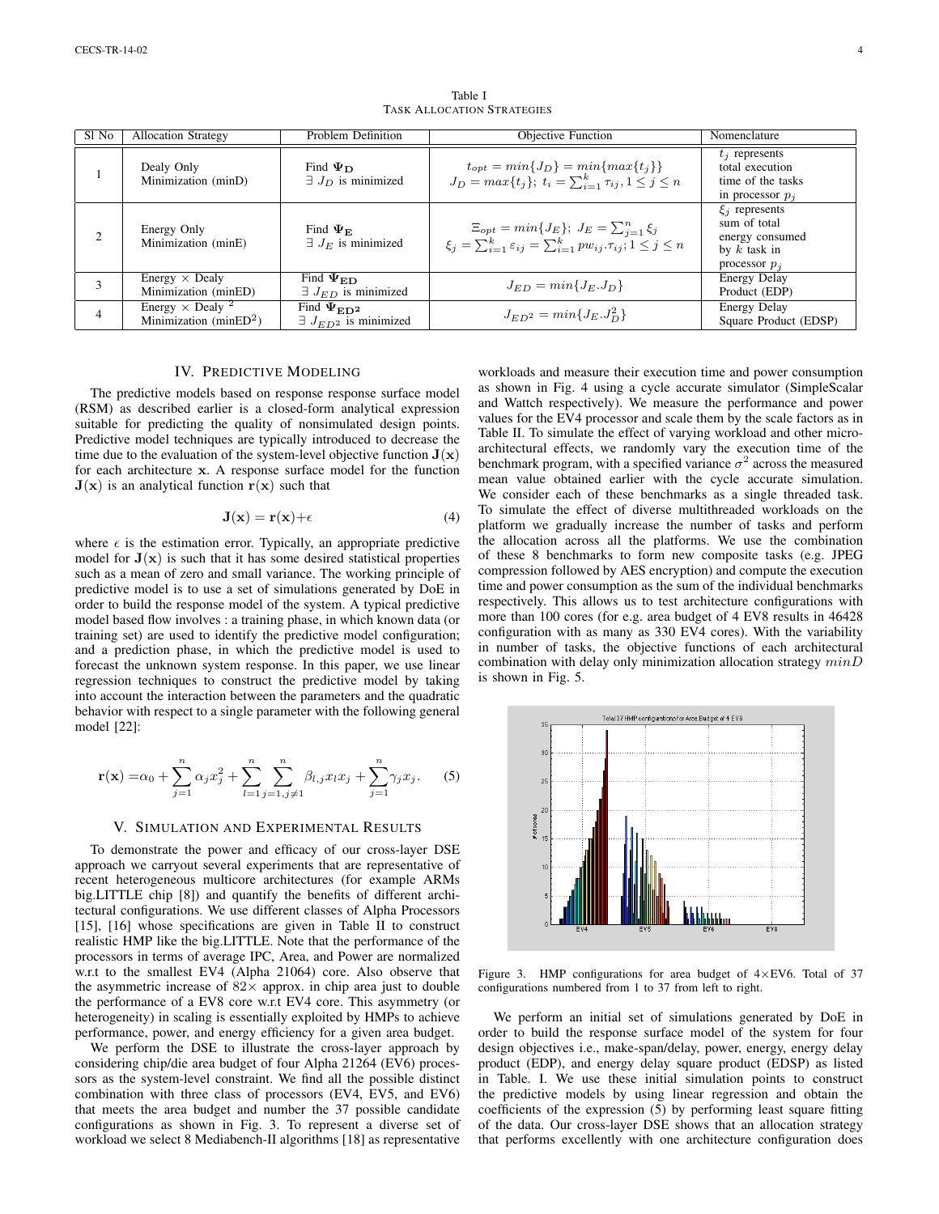Table I
TASK ALLOCATION STRATEGIES

| Sl No | Allocation Strategy | Problem Definition | Objective Function | Nomenclature |
|---|---|---|---|---|
| 1 | Dealy Only Minimization (minD) | Find $\mathbf{\Psi_D}$ $\exists$ $J_D$ is minimized | $t_{opt} = min\{J_D\} = min\{max\{t_j\}\}$ $J_D = max\{t_j\};\ t_i = \sum_{i=1}^{k} \tau_{ij}, 1 \leq j \leq n$ | $t_j$ represents total execution time of the tasks in processor $p_j$ |
| 2 | Energy Only Minimization (minE) | Find $\mathbf{\Psi_E}$ $\exists$ $J_E$ is minimized | $\Xi_{opt} = min\{J_E\};\ J_E = \sum_{j=1}^{n} \xi_j$ $\xi_j = \sum_{i=1}^{k} \varepsilon_{ij} = \sum_{i=1}^{k} pw_{ij}.\tau_{ij}; 1 \leq j \leq n$ | $\xi_j$ represents sum of total energy consumed by $k$ task in processor $p_j$ |
| 3 | Energy $\times$ Dealy Minimization (minED) | Find $\mathbf{\Psi_{ED}}$ $\exists$ $J_{ED}$ is minimized | $J_{ED} = min\{J_E.J_D\}$ | Energy Delay Product (EDP) |
| 4 | Energy $\times$ Dealy $^2$ Minimization (minED$^2$) | Find $\mathbf{\Psi_{ED^2}}$ $\exists$ $J_{ED^2}$ is minimized | $J_{ED^2} = min\{J_E.J_D^2\}$ | Energy Delay Square Product (EDSP) |

## IV. PREDICTIVE MODELING

The predictive models based on response response surface model (RSM) as described earlier is a closed-form analytical expression suitable for predicting the quality of nonsimulated design points. Predictive model techniques are typically introduced to decrease the time due to the evaluation of the system-level objective function $\mathbf{J}(\mathbf{x})$ for each architecture $\mathbf{x}$. A response surface model for the function $\mathbf{J}(\mathbf{x})$ is an analytical function $\mathbf{r}(\mathbf{x})$ such that

$$\mathbf{J}(\mathbf{x}) = \mathbf{r}(\mathbf{x}) + \epsilon \tag{4}$$

where $\epsilon$ is the estimation error. Typically, an appropriate predictive model for $\mathbf{J}(\mathbf{x})$ is such that it has some desired statistical properties such as a mean of zero and small variance. The working principle of predictive model is to use a set of simulations generated by DoE in order to build the response model of the system. A typical predictive model based flow involves : a training phase, in which known data (or training set) are used to identify the predictive model configuration; and a prediction phase, in which the predictive model is used to forecast the unknown system response. In this paper, we use linear regression techniques to construct the predictive model by taking into account the interaction between the parameters and the quadratic behavior with respect to a single parameter with the following general model [22]:

$$\mathbf{r}(\mathbf{x}) = \alpha_0 + \sum_{j=1}^{n} \alpha_j x_j^2 + \sum_{l=1}^{n} \sum_{j=1, j \neq 1}^{n} \beta_{l,j} x_l x_j + \sum_{j=1}^{n} \gamma_j x_j. \tag{5}$$

## V. SIMULATION AND EXPERIMENTAL RESULTS

To demonstrate the power and efficacy of our cross-layer DSE approach we carryout several experiments that are representative of recent heterogeneous multicore architectures (for example ARMs big.LITTLE chip [8]) and quantify the benefits of different architectural configurations. We use different classes of Alpha Processors [15], [16] whose specifications are given in Table II to construct realistic HMP like the big.LITTLE. Note that the performance of the processors in terms of average IPC, Area, and Power are normalized w.r.t to the smallest EV4 (Alpha 21064) core. Also observe that the asymmetric increase of $82\times$ approx. in chip area just to double the performance of a EV8 core w.r.t EV4 core. This asymmetry (or heterogeneity) in scaling is essentially exploited by HMPs to achieve performance, power, and energy efficiency for a given area budget.

We perform the DSE to illustrate the cross-layer approach by considering chip/die area budget of four Alpha 21264 (EV6) processors as the system-level constraint. We find all the possible distinct combination with three class of processors (EV4, EV5, and EV6) that meets the area budget and number the 37 possible candidate configurations as shown in Fig. 3. To represent a diverse set of workload we select 8 Mediabench-II algorithms [18] as representative workloads and measure their execution time and power consumption as shown in Fig. 4 using a cycle accurate simulator (SimpleScalar and Wattch respectively). We measure the performance and power values for the EV4 processor and scale them by the scale factors as in Table II. To simulate the effect of varying workload and other micro-architectural effects, we randomly vary the execution time of the benchmark program, with a specified variance $\sigma^2$ across the measured mean value obtained earlier with the cycle accurate simulation. We consider each of these benchmarks as a single threaded task. To simulate the effect of diverse multithreaded workloads on the platform we gradually increase the number of tasks and perform the allocation across all the platforms. We use the combination of these 8 benchmarks to form new composite tasks (e.g. JPEG compression followed by AES encryption) and compute the execution time and power consumption as the sum of the individual benchmarks respectively. This allows us to test architecture configurations with more than 100 cores (for e.g. area budget of 4 EV8 results in 46428 configuration with as many as 330 EV4 cores). With the variability in number of tasks, the objective functions of each architectural combination with delay only minimization allocation strategy $minD$ is shown in Fig. 5.

Figure 3. HMP configurations for area budget of $4\times$EV6. Total of 37 configurations numbered from 1 to 37 from left to right.

We perform an initial set of simulations generated by DoE in order to build the response surface model of the system for four design objectives i.e., make-span/delay, power, energy, energy delay product (EDP), and energy delay square product (EDSP) as listed in Table. I. We use these initial simulation points to construct the predictive models by using linear regression and obtain the coefficients of the expression (5) by performing least square fitting of the data. Our cross-layer DSE shows that an allocation strategy that performs excellently with one architecture configuration does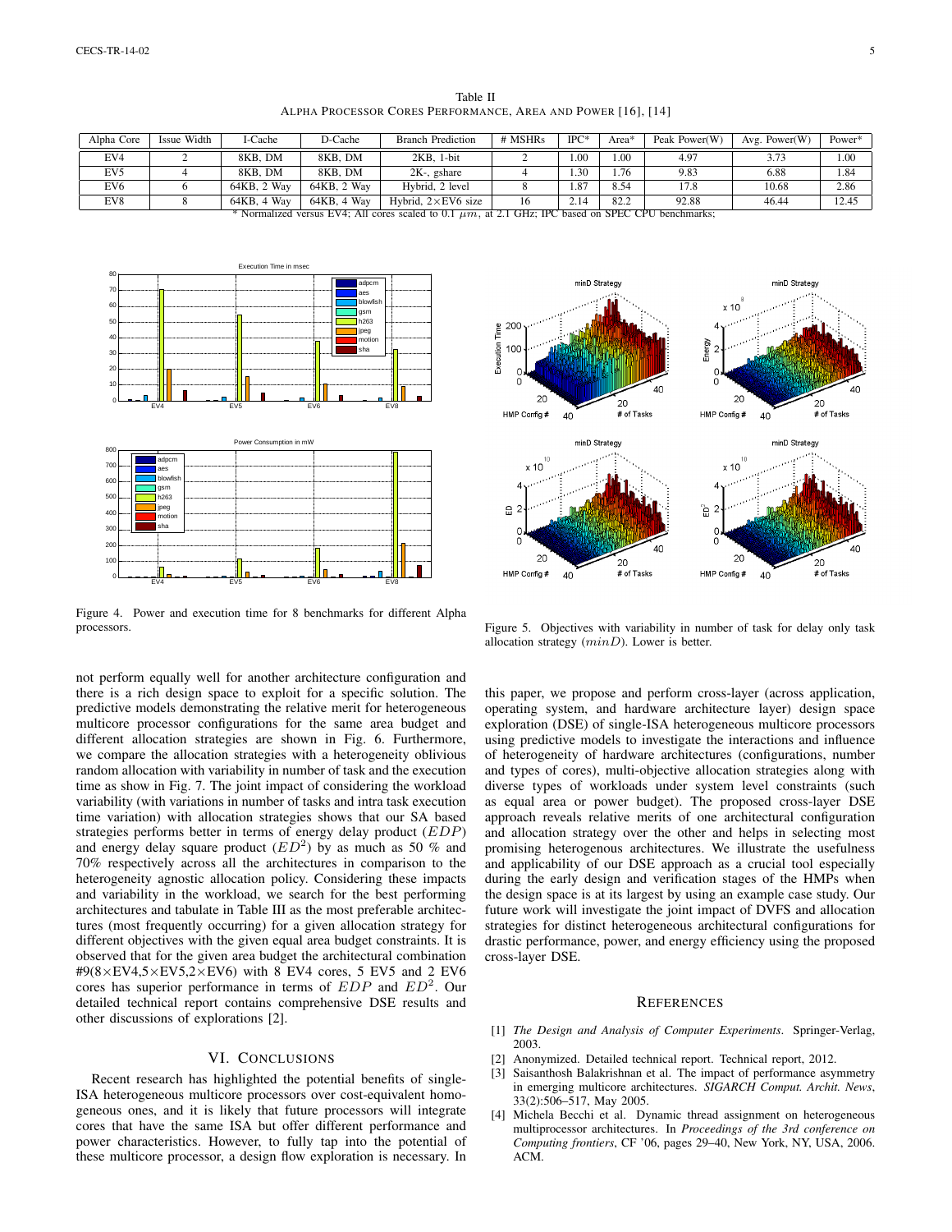Table II
ALPHA PROCESSOR CORES PERFORMANCE, AREA AND POWER [16], [14]

| Alpha Core | Issue Width | I-Cache | D-Cache | Branch Prediction | # MSHRs | IPC* | Area* | Peak Power(W) | Avg. Power(W) | Power* |
|---|---|---|---|---|---|---|---|---|---|---|
| EV4 | 2 | 8KB, DM | 8KB, DM | 2KB, 1-bit | 2 | 1.00 | 1.00 | 4.97 | 3.73 | 1.00 |
| EV5 | 4 | 8KB, DM | 8KB, DM | 2K-, gshare | 4 | 1.30 | 1.76 | 9.83 | 6.88 | 1.84 |
| EV6 | 6 | 64KB, 2 Way | 64KB, 2 Way | Hybrid, 2 level | 8 | 1.87 | 8.54 | 17.8 | 10.68 | 2.86 |
| EV8 | 8 | 64KB, 4 Way | 64KB, 4 Way | Hybrid, $2\times$EV6 size | 16 | 2.14 | 82.2 | 92.88 | 46.44 | 12.45 |

\* Normalized versus EV4; All cores scaled to 0.1 $\mu m$, at 2.1 GHz; IPC based on SPEC CPU benchmarks;

Figure 4. Power and execution time for 8 benchmarks for different Alpha processors.

Figure 5. Objectives with variability in number of task for delay only task allocation strategy ($minD$). Lower is better.

not perform equally well for another architecture configuration and there is a rich design space to exploit for a specific solution. The predictive models demonstrating the relative merit for heterogeneous multicore processor configurations for the same area budget and different allocation strategies are shown in Fig. 6. Furthermore, we compare the allocation strategies with a heterogeneity oblivious random allocation with variability in number of task and the execution time as show in Fig. 7. The joint impact of considering the workload variability (with variations in number of tasks and intra task execution time variation) with allocation strategies shows that our SA based strategies performs better in terms of energy delay product ($EDP$) and energy delay square product ($ED^2$) by as much as 50 % and 70% respectively across all the architectures in comparison to the heterogeneity agnostic allocation policy. Considering these impacts and variability in the workload, we search for the best performing architectures and tabulate in Table III as the most preferable architectures (most frequently occurring) for a given allocation strategy for different objectives with the given equal area budget constraints. It is observed that for the given area budget the architectural combination #9($8\times$EV4,$5\times$EV5,$2\times$EV6) with 8 EV4 cores, 5 EV5 and 2 EV6 cores has superior performance in terms of $EDP$ and $ED^2$. Our detailed technical report contains comprehensive DSE results and other discussions of explorations [2].

## VI. CONCLUSIONS

Recent research has highlighted the potential benefits of single-ISA heterogeneous multicore processors over cost-equivalent homogeneous ones, and it is likely that future processors will integrate cores that have the same ISA but offer different performance and power characteristics. However, to fully tap into the potential of these multicore processor, a design flow exploration is necessary. In this paper, we propose and perform cross-layer (across application, operating system, and hardware architecture layer) design space exploration (DSE) of single-ISA heterogeneous multicore processors using predictive models to investigate the interactions and influence of heterogeneity of hardware architectures (configurations, number and types of cores), multi-objective allocation strategies along with diverse types of workloads under system level constraints (such as equal area or power budget). The proposed cross-layer DSE approach reveals relative merits of one architectural configuration and allocation strategy over the other and helps in selecting most promising heterogeneous architectures. We illustrate the usefulness and applicability of our DSE approach as a crucial tool especially during the early design and verification stages of the HMPs when the design space is at its largest by using an example case study. Our future work will investigate the joint impact of DVFS and allocation strategies for distinct heterogeneous architectural configurations for drastic performance, power, and energy efficiency using the proposed cross-layer DSE.

## REFERENCES

[1] *The Design and Analysis of Computer Experiments*. Springer-Verlag, 2003.

[2] Anonymized. Detailed technical report. Technical report, 2012.

[3] Saisanthosh Balakrishnan et al. The impact of performance asymmetry in emerging multicore architectures. *SIGARCH Comput. Archit. News*, 33(2):506–517, May 2005.

[4] Michela Becchi et al. Dynamic thread assignment on heterogeneous multiprocessor architectures. In *Proceedings of the 3rd conference on Computing frontiers*, CF '06, pages 29–40, New York, NY, USA, 2006. ACM.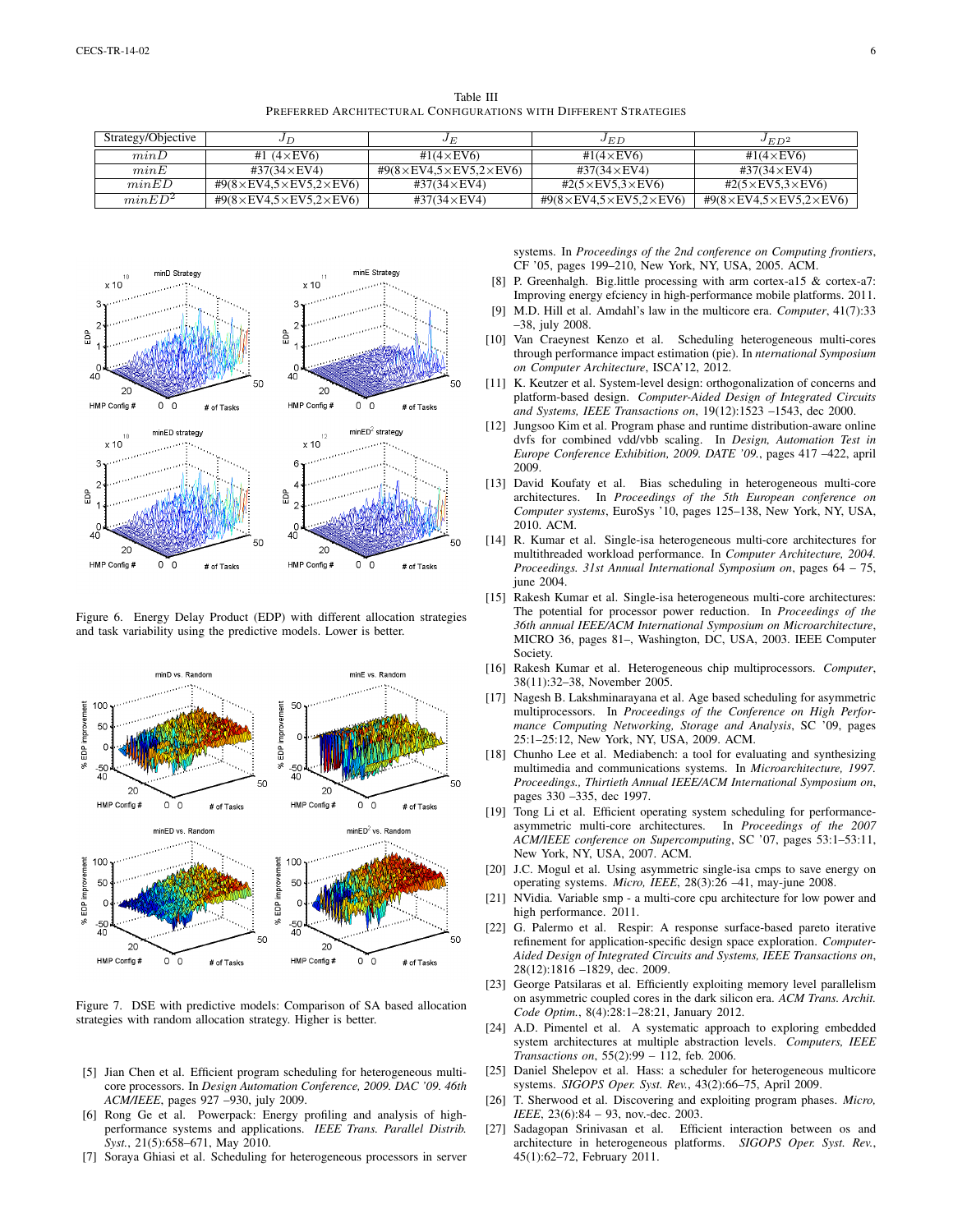Table III
PREFERRED ARCHITECTURAL CONFIGURATIONS WITH DIFFERENT STRATEGIES

| Strategy/Objective | $J_D$ | $J_E$ | $J_{ED}$ | $J_{ED^2}$ |
|---|---|---|---|---|
| $minD$ | #1 (4×EV6) | #1(4×EV6) | #1(4×EV6) | #1(4×EV6) |
| $minE$ | #37(34×EV4) | #9(8×EV4,5×EV5,2×EV6) | #37(34×EV4) | #37(34×EV4) |
| $minED$ | #9(8×EV4,5×EV5,2×EV6) | #37(34×EV4) | #2(5×EV5,3×EV6) | #2(5×EV5,3×EV6) |
| $minED^2$ | #9(8×EV4,5×EV5,2×EV6) | #37(34×EV4) | #9(8×EV4,5×EV5,2×EV6) | #9(8×EV4,5×EV5,2×EV6) |

Figure 6. Energy Delay Product (EDP) with different allocation strategies and task variability using the predictive models. Lower is better.

Figure 7. DSE with predictive models: Comparison of SA based allocation strategies with random allocation strategy. Higher is better.

[5] Jian Chen et al. Efficient program scheduling for heterogeneous multi-core processors. In *Design Automation Conference, 2009. DAC '09. 46th ACM/IEEE*, pages 927 –930, july 2009.

[6] Rong Ge et al. Powerpack: Energy profiling and analysis of high-performance systems and applications. *IEEE Trans. Parallel Distrib. Syst.*, 21(5):658–671, May 2010.

[7] Soraya Ghiasi et al. Scheduling for heterogeneous processors in server systems. In *Proceedings of the 2nd conference on Computing frontiers*, CF '05, pages 199–210, New York, NY, USA, 2005. ACM.

[8] P. Greenhalgh. Big.little processing with arm cortex-a15 & cortex-a7: Improving energy efciency in high-performance mobile platforms. 2011.

[9] M.D. Hill et al. Amdahl's law in the multicore era. *Computer*, 41(7):33 –38, july 2008.

[10] Van Craeynest Kenzo et al. Scheduling heterogeneous multi-cores through performance impact estimation (pie). In *nternational Symposium on Computer Architecture*, ISCA'12, 2012.

[11] K. Keutzer et al. System-level design: orthogonalization of concerns and platform-based design. *Computer-Aided Design of Integrated Circuits and Systems, IEEE Transactions on*, 19(12):1523 –1543, dec 2000.

[12] Jungsoo Kim et al. Program phase and runtime distribution-aware online dvfs for combined vdd/vbb scaling. In *Design, Automation Test in Europe Conference Exhibition, 2009. DATE '09.*, pages 417 –422, april 2009.

[13] David Koufaty et al. Bias scheduling in heterogeneous multi-core architectures. In *Proceedings of the 5th European conference on Computer systems*, EuroSys '10, pages 125–138, New York, NY, USA, 2010. ACM.

[14] R. Kumar et al. Single-isa heterogeneous multi-core architectures for multithreaded workload performance. In *Computer Architecture, 2004. Proceedings. 31st Annual International Symposium on*, pages 64 – 75, june 2004.

[15] Rakesh Kumar et al. Single-isa heterogeneous multi-core architectures: The potential for processor power reduction. In *Proceedings of the 36th annual IEEE/ACM International Symposium on Microarchitecture*, MICRO 36, pages 81–, Washington, DC, USA, 2003. IEEE Computer Society.

[16] Rakesh Kumar et al. Heterogeneous chip multiprocessors. *Computer*, 38(11):32–38, November 2005.

[17] Nagesh B. Lakshminarayana et al. Age based scheduling for asymmetric multiprocessors. In *Proceedings of the Conference on High Performance Computing Networking, Storage and Analysis*, SC '09, pages 25:1–25:12, New York, NY, USA, 2009. ACM.

[18] Chunho Lee et al. Mediabench: a tool for evaluating and synthesizing multimedia and communications systems. In *Microarchitecture, 1997. Proceedings., Thirtieth Annual IEEE/ACM International Symposium on*, pages 330 –335, dec 1997.

[19] Tong Li et al. Efficient operating system scheduling for performance-asymmetric multi-core architectures. In *Proceedings of the 2007 ACM/IEEE conference on Supercomputing*, SC '07, pages 53:1–53:11, New York, NY, USA, 2007. ACM.

[20] J.C. Mogul et al. Using asymmetric single-isa cmps to save energy on operating systems. *Micro, IEEE*, 28(3):26 –41, may-june 2008.

[21] NVidia. Variable smp - a multi-core cpu architecture for low power and high performance. 2011.

[22] G. Palermo et al. Respir: A response surface-based pareto iterative refinement for application-specific design space exploration. *Computer-Aided Design of Integrated Circuits and Systems, IEEE Transactions on*, 28(12):1816 –1829, dec. 2009.

[23] George Patsilaras et al. Efficiently exploiting memory level parallelism on asymmetric coupled cores in the dark silicon era. *ACM Trans. Archit. Code Optim.*, 8(4):28:1–28:21, January 2012.

[24] A.D. Pimentel et al. A systematic approach to exploring embedded system architectures at multiple abstraction levels. *Computers, IEEE Transactions on*, 55(2):99 – 112, feb. 2006.

[25] Daniel Shelepov et al. Hass: a scheduler for heterogeneous multicore systems. *SIGOPS Oper. Syst. Rev.*, 43(2):66–75, April 2009.

[26] T. Sherwood et al. Discovering and exploiting program phases. *Micro, IEEE*, 23(6):84 – 93, nov.-dec. 2003.

[27] Sadagopan Srinivasan et al. Efficient interaction between os and architecture in heterogeneous platforms. *SIGOPS Oper. Syst. Rev.*, 45(1):62–72, February 2011.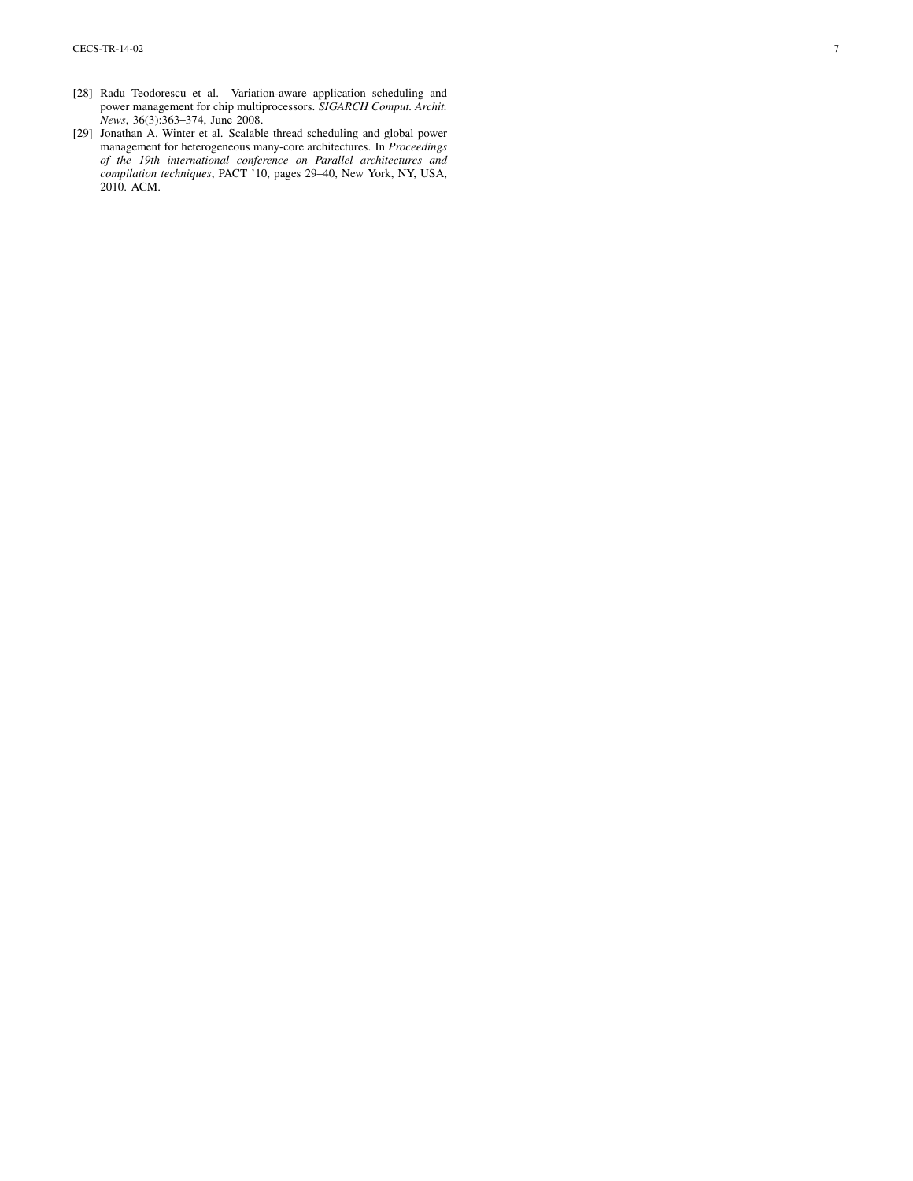[28] Radu Teodorescu et al. Variation-aware application scheduling and power management for chip multiprocessors. *SIGARCH Comput. Archit. News*, 36(3):363–374, June 2008.

[29] Jonathan A. Winter et al. Scalable thread scheduling and global power management for heterogeneous many-core architectures. In *Proceedings of the 19th international conference on Parallel architectures and compilation techniques*, PACT '10, pages 29–40, New York, NY, USA, 2010. ACM.